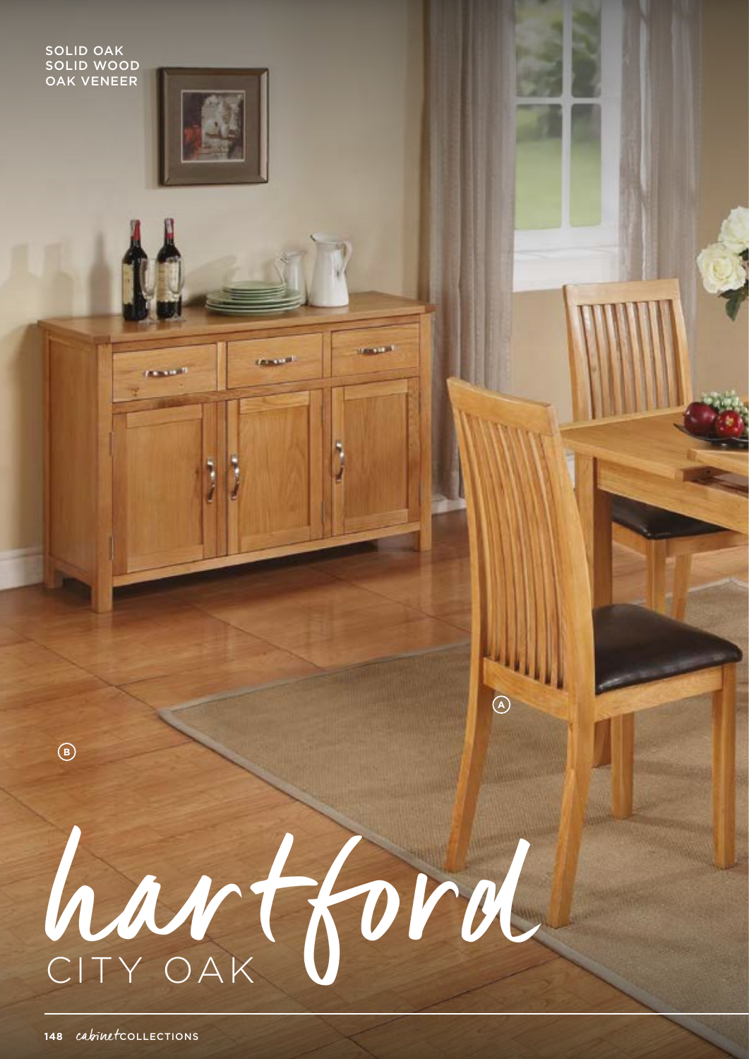SOLID OAK
SOLID WOOD
OAK VENEER

A

B

# hartford
## CITY OAK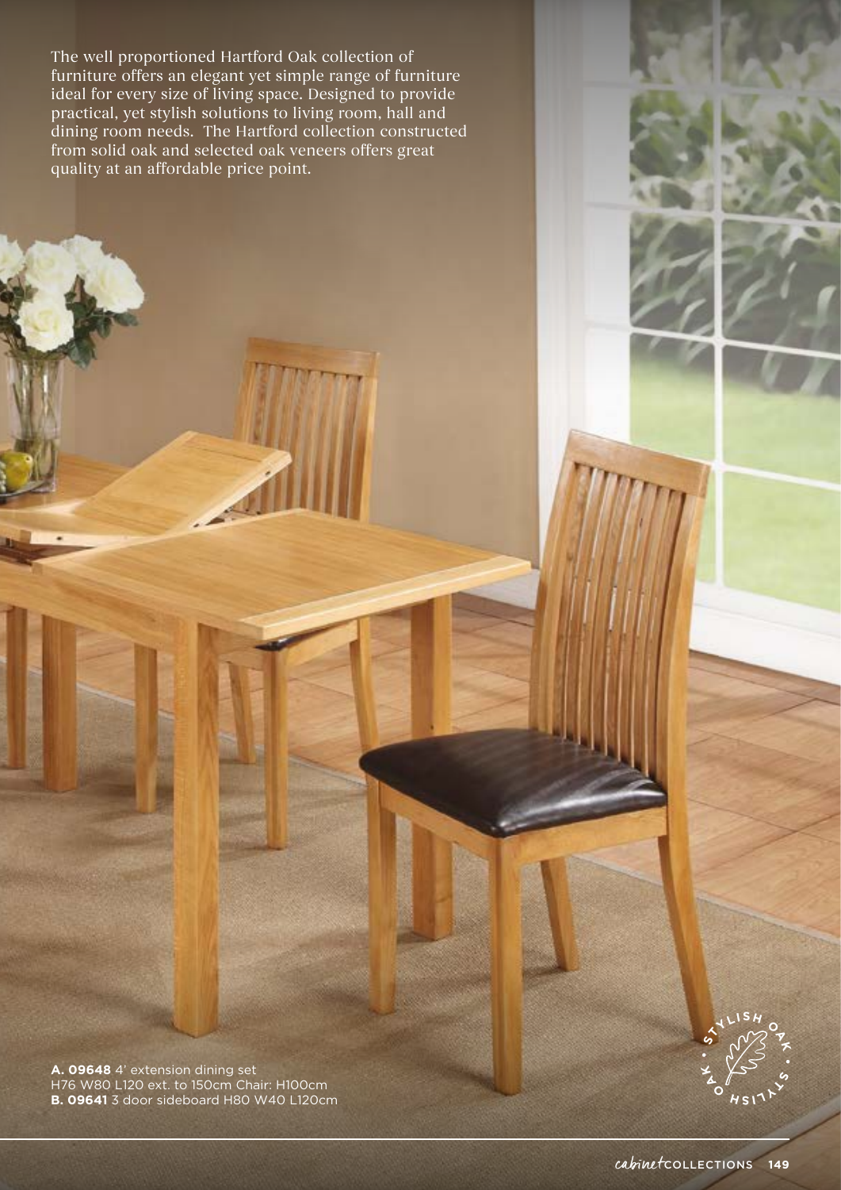The well proportioned Hartford Oak collection of furniture offers an elegant yet simple range of furniture ideal for every size of living space. Designed to provide practical, yet stylish solutions to living room, hall and dining room needs. The Hartford collection constructed from solid oak and selected oak veneers offers great quality at an affordable price point.

**A. 09648** 4' extension dining set
H76 W80 L120 ext. to 150cm Chair: H100cm
**B. 09641** 3 door sideboard H80 W40 L120cm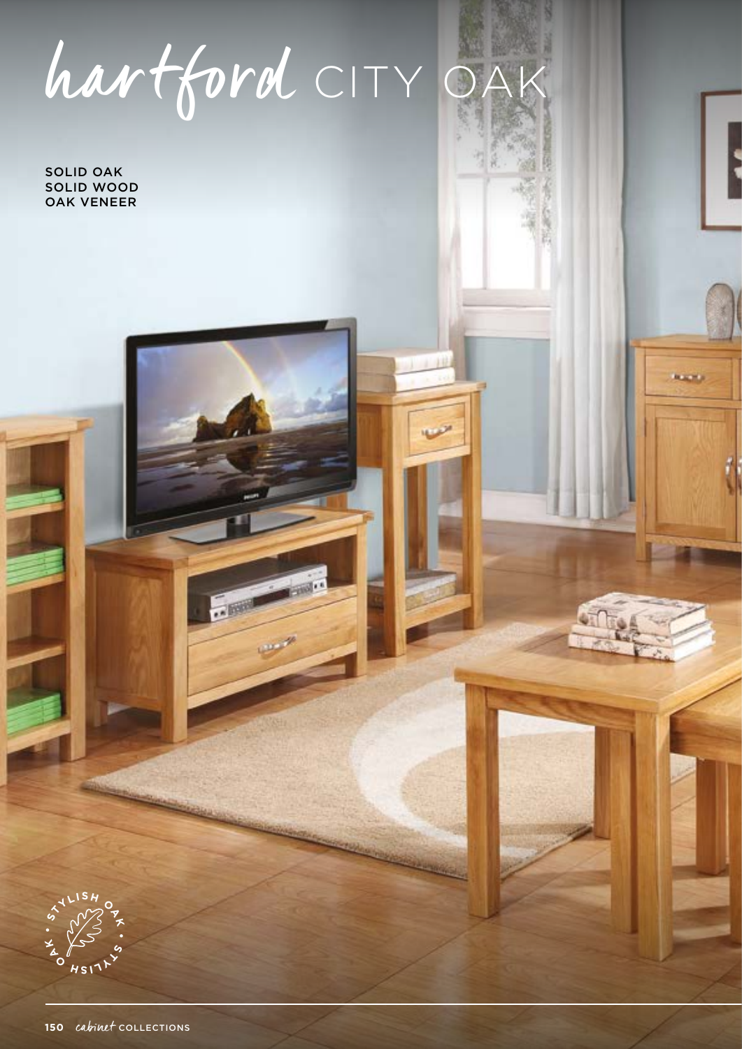# hartford CITY OAK

SOLID OAK
SOLID WOOD
OAK VENEER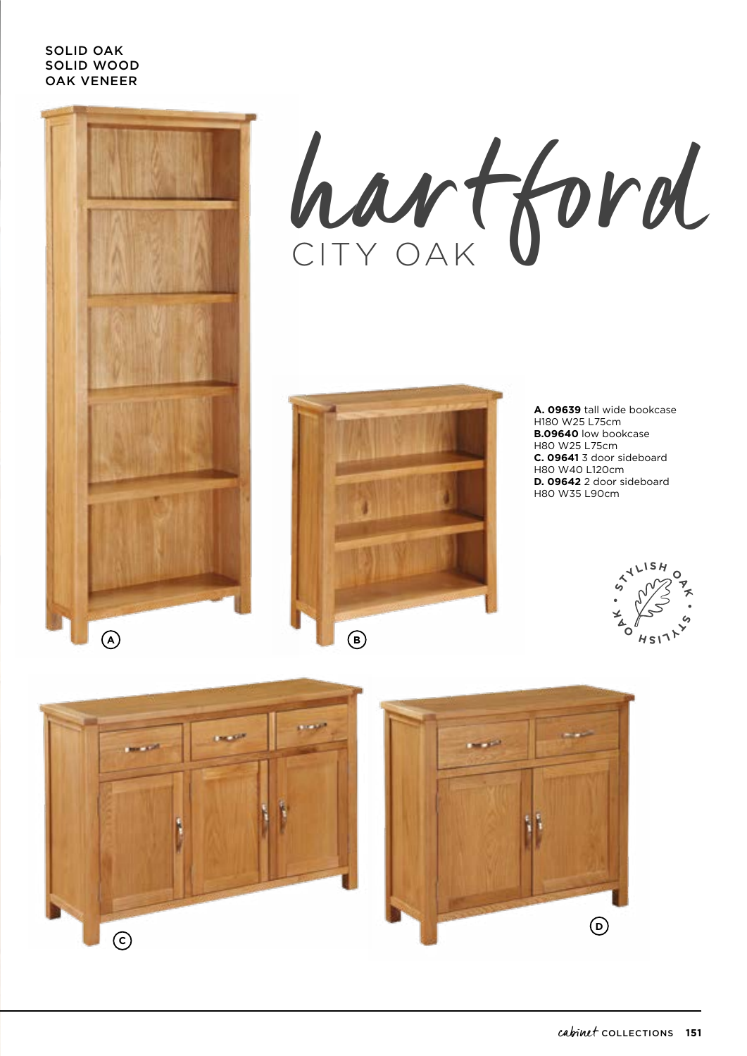SOLID OAK
SOLID WOOD
OAK VENEER

# hartford
## CITY OAK

**A. 09639** tall wide bookcase
H180 W25 L75cm
**B.09640** low bookcase
H80 W25 L75cm
**C. 09641** 3 door sideboard
H80 W40 L120cm
**D. 09642** 2 door sideboard
H80 W35 L90cm

STYLISH OAK • STYLISH OAK •

A

B

C

D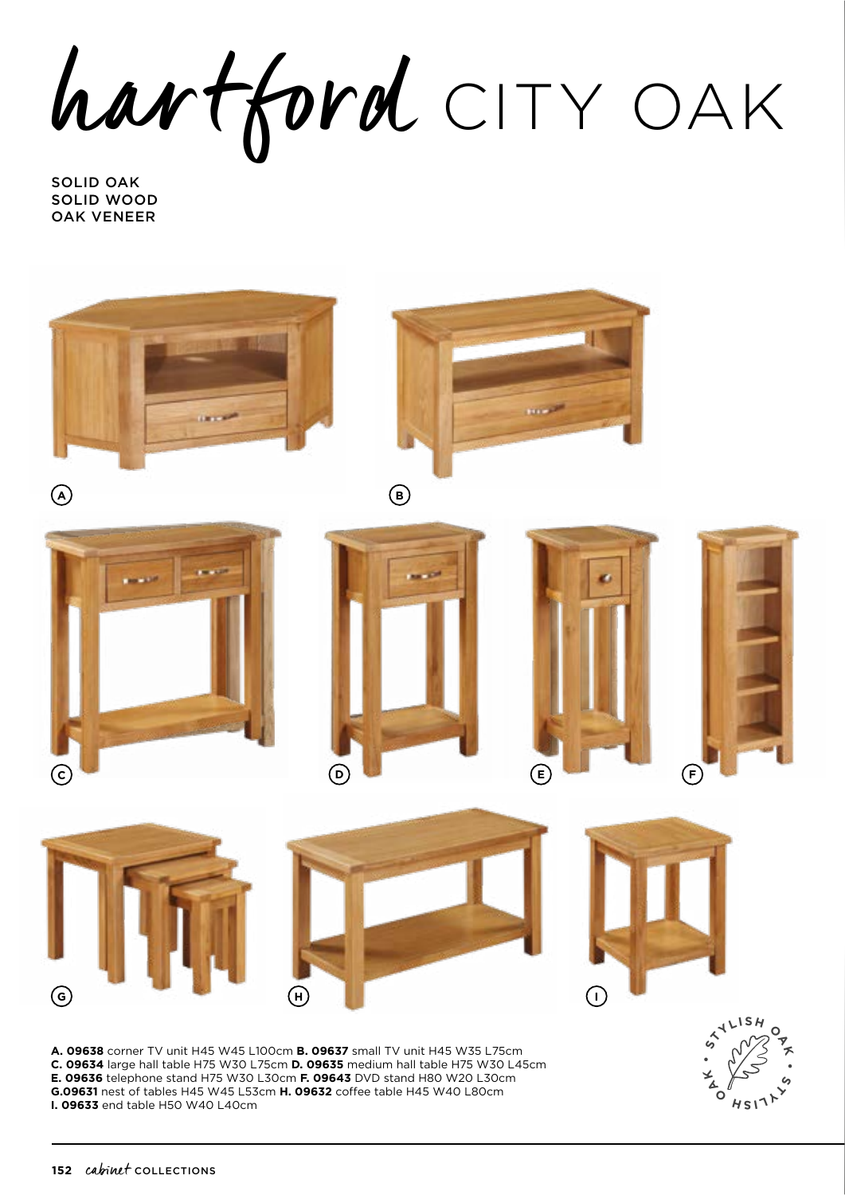# hartford CITY OAK

SOLID OAK
SOLID WOOD
OAK VENEER

A

B

C

D

E

F

G

H

I

**A. 09638** corner TV unit H45 W45 L100cm **B. 09637** small TV unit H45 W35 L75cm
**C. 09634** large hall table H75 W30 L75cm **D. 09635** medium hall table H75 W30 L45cm
**E. 09636** telephone stand H75 W30 L30cm **F. 09643** DVD stand H80 W20 L30cm
**G.09631** nest of tables H45 W45 L53cm **H. 09632** coffee table H45 W40 L80cm
**I. 09633** end table H50 W40 L40cm

STYLISH OAK • STYLISH OAK •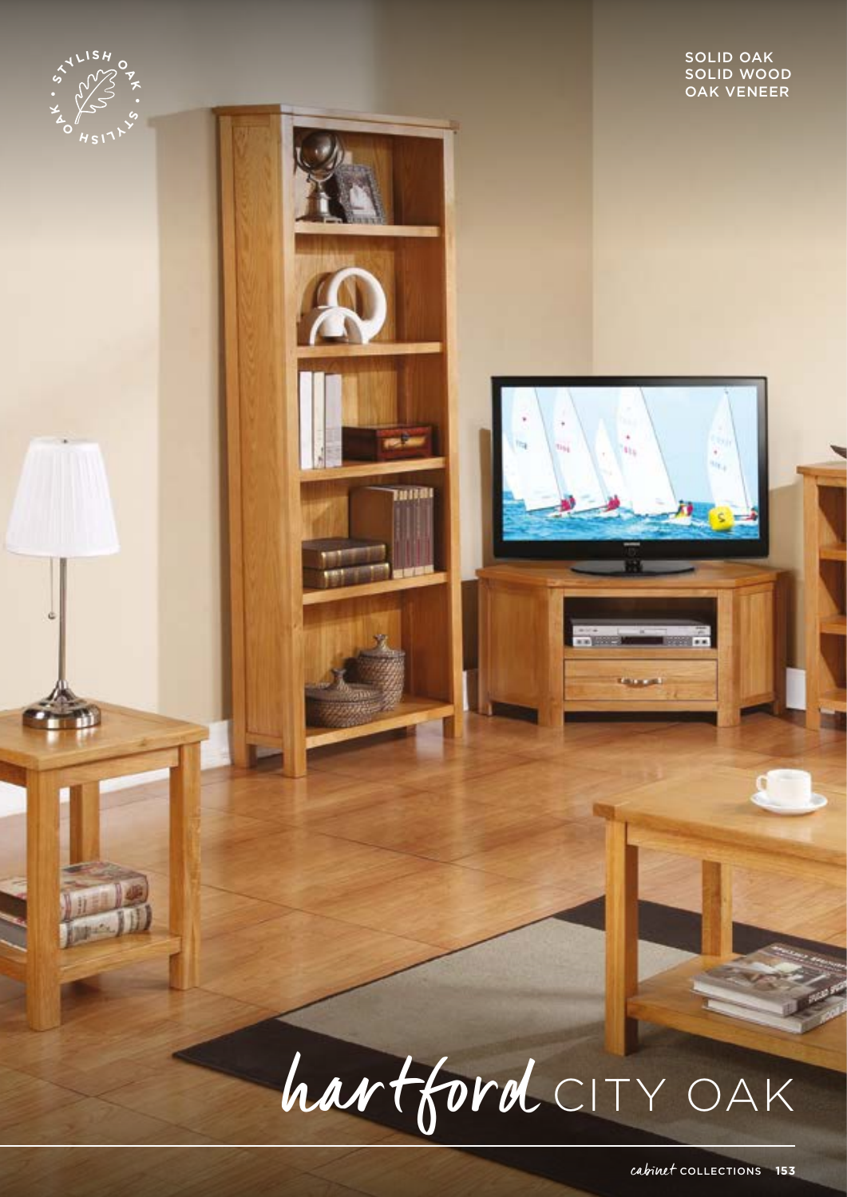SOLID OAK
SOLID WOOD
OAK VENEER

# *hartford* CITY OAK